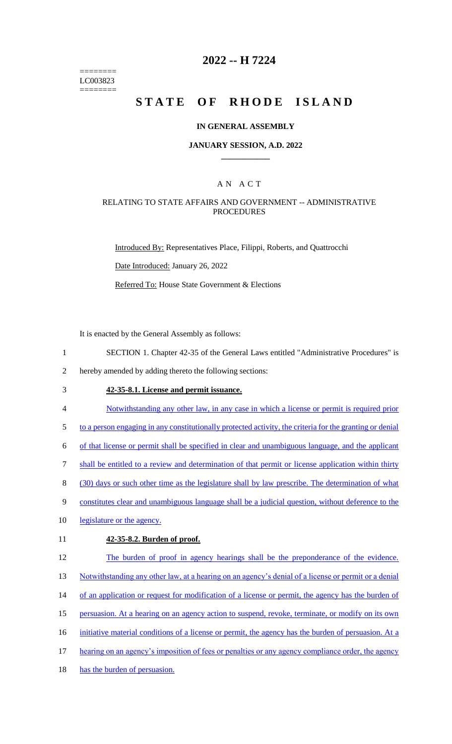========
LC003823
========

# 2022 -- H 7224

# STATE OF RHODE ISLAND

## IN GENERAL ASSEMBLY

### JANUARY SESSION, A.D. 2022

____________

## A N A C T

### RELATING TO STATE AFFAIRS AND GOVERNMENT -- ADMINISTRATIVE PROCEDURES

Introduced By: Representatives Place, Filippi, Roberts, and Quattrocchi

Date Introduced: January 26, 2022

Referred To: House State Government & Elections

It is enacted by the General Assembly as follows:

1 SECTION 1. Chapter 42-35 of the General Laws entitled "Administrative Procedures" is
2 hereby amended by adding thereto the following sections:

3 **42-35-8.1. License and permit issuance.**

4 Notwithstanding any other law, in any case in which a license or permit is required prior
5 to a person engaging in any constitutionally protected activity, the criteria for the granting or denial
6 of that license or permit shall be specified in clear and unambiguous language, and the applicant
7 shall be entitled to a review and determination of that permit or license application within thirty
8 (30) days or such other time as the legislature shall by law prescribe. The determination of what
9 constitutes clear and unambiguous language shall be a judicial question, without deference to the
10 legislature or the agency.

11 **42-35-8.2. Burden of proof.**

12 The burden of proof in agency hearings shall be the preponderance of the evidence.
13 Notwithstanding any other law, at a hearing on an agency's denial of a license or permit or a denial
14 of an application or request for modification of a license or permit, the agency has the burden of
15 persuasion. At a hearing on an agency action to suspend, revoke, terminate, or modify on its own
16 initiative material conditions of a license or permit, the agency has the burden of persuasion. At a
17 hearing on an agency's imposition of fees or penalties or any agency compliance order, the agency
18 has the burden of persuasion.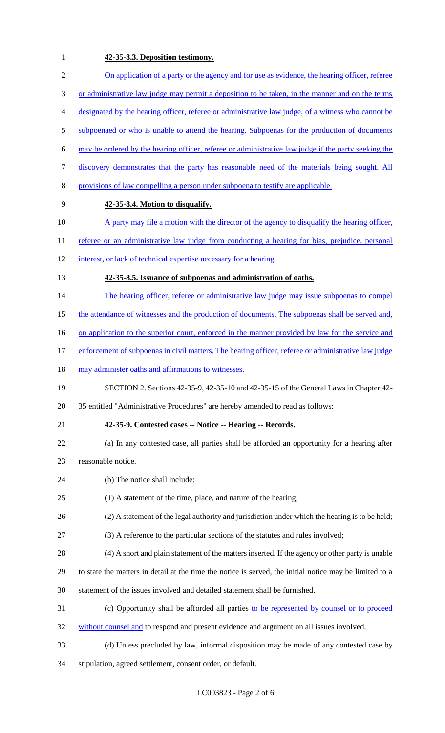**42-35-8.3. Deposition testimony.**

On application of a party or the agency and for use as evidence, the hearing officer, referee or administrative law judge may permit a deposition to be taken, in the manner and on the terms designated by the hearing officer, referee or administrative law judge, of a witness who cannot be subpoenaed or who is unable to attend the hearing. Subpoenas for the production of documents may be ordered by the hearing officer, referee or administrative law judge if the party seeking the discovery demonstrates that the party has reasonable need of the materials being sought. All provisions of law compelling a person under subpoena to testify are applicable.

**42-35-8.4. Motion to disqualify.**

A party may file a motion with the director of the agency to disqualify the hearing officer, referee or an administrative law judge from conducting a hearing for bias, prejudice, personal interest, or lack of technical expertise necessary for a hearing.

**42-35-8.5. Issuance of subpoenas and administration of oaths.**

The hearing officer, referee or administrative law judge may issue subpoenas to compel the attendance of witnesses and the production of documents. The subpoenas shall be served and, on application to the superior court, enforced in the manner provided by law for the service and enforcement of subpoenas in civil matters. The hearing officer, referee or administrative law judge may administer oaths and affirmations to witnesses.

SECTION 2. Sections 42-35-9, 42-35-10 and 42-35-15 of the General Laws in Chapter 42-35 entitled "Administrative Procedures" are hereby amended to read as follows:

**42-35-9. Contested cases -- Notice -- Hearing -- Records.**

(a) In any contested case, all parties shall be afforded an opportunity for a hearing after reasonable notice.

(b) The notice shall include:

(1) A statement of the time, place, and nature of the hearing;

(2) A statement of the legal authority and jurisdiction under which the hearing is to be held;

(3) A reference to the particular sections of the statutes and rules involved;

(4) A short and plain statement of the matters inserted. If the agency or other party is unable to state the matters in detail at the time the notice is served, the initial notice may be limited to a statement of the issues involved and detailed statement shall be furnished.

(c) Opportunity shall be afforded all parties to be represented by counsel or to proceed without counsel and to respond and present evidence and argument on all issues involved.

(d) Unless precluded by law, informal disposition may be made of any contested case by stipulation, agreed settlement, consent order, or default.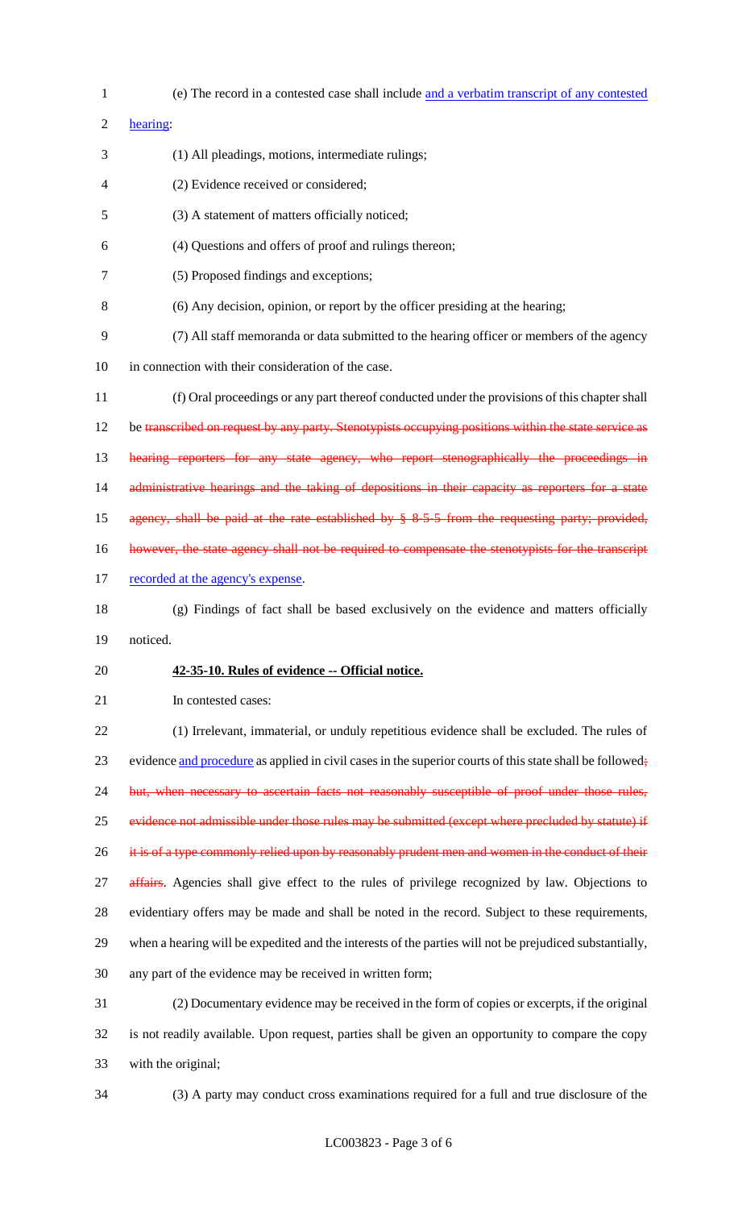(e) The record in a contested case shall include and a verbatim transcript of any contested hearing:

(1) All pleadings, motions, intermediate rulings;

(2) Evidence received or considered;

(3) A statement of matters officially noticed;

(4) Questions and offers of proof and rulings thereon;

(5) Proposed findings and exceptions;

(6) Any decision, opinion, or report by the officer presiding at the hearing;

(7) All staff memoranda or data submitted to the hearing officer or members of the agency in connection with their consideration of the case.

(f) Oral proceedings or any part thereof conducted under the provisions of this chapter shall be ~~transcribed on request by any party. Stenotypists occupying positions within the state service as hearing reporters for any state agency, who report stenographically the proceedings in administrative hearings and the taking of depositions in their capacity as reporters for a state agency, shall be paid at the rate established by § 8-5-5 from the requesting party; provided, however, the state agency shall not be required to compensate the stenotypists for the transcript~~ recorded at the agency's expense.

(g) Findings of fact shall be based exclusively on the evidence and matters officially noticed.

**42-35-10. Rules of evidence -- Official notice.**

In contested cases:

(1) Irrelevant, immaterial, or unduly repetitious evidence shall be excluded. The rules of evidence and procedure as applied in civil cases in the superior courts of this state shall be followed~~; but, when necessary to ascertain facts not reasonably susceptible of proof under those rules, evidence not admissible under those rules may be submitted (except where precluded by statute) if it is of a type commonly relied upon by reasonably prudent men and women in the conduct of their affairs~~. Agencies shall give effect to the rules of privilege recognized by law. Objections to evidentiary offers may be made and shall be noted in the record. Subject to these requirements, when a hearing will be expedited and the interests of the parties will not be prejudiced substantially, any part of the evidence may be received in written form;

(2) Documentary evidence may be received in the form of copies or excerpts, if the original is not readily available. Upon request, parties shall be given an opportunity to compare the copy with the original;

(3) A party may conduct cross examinations required for a full and true disclosure of the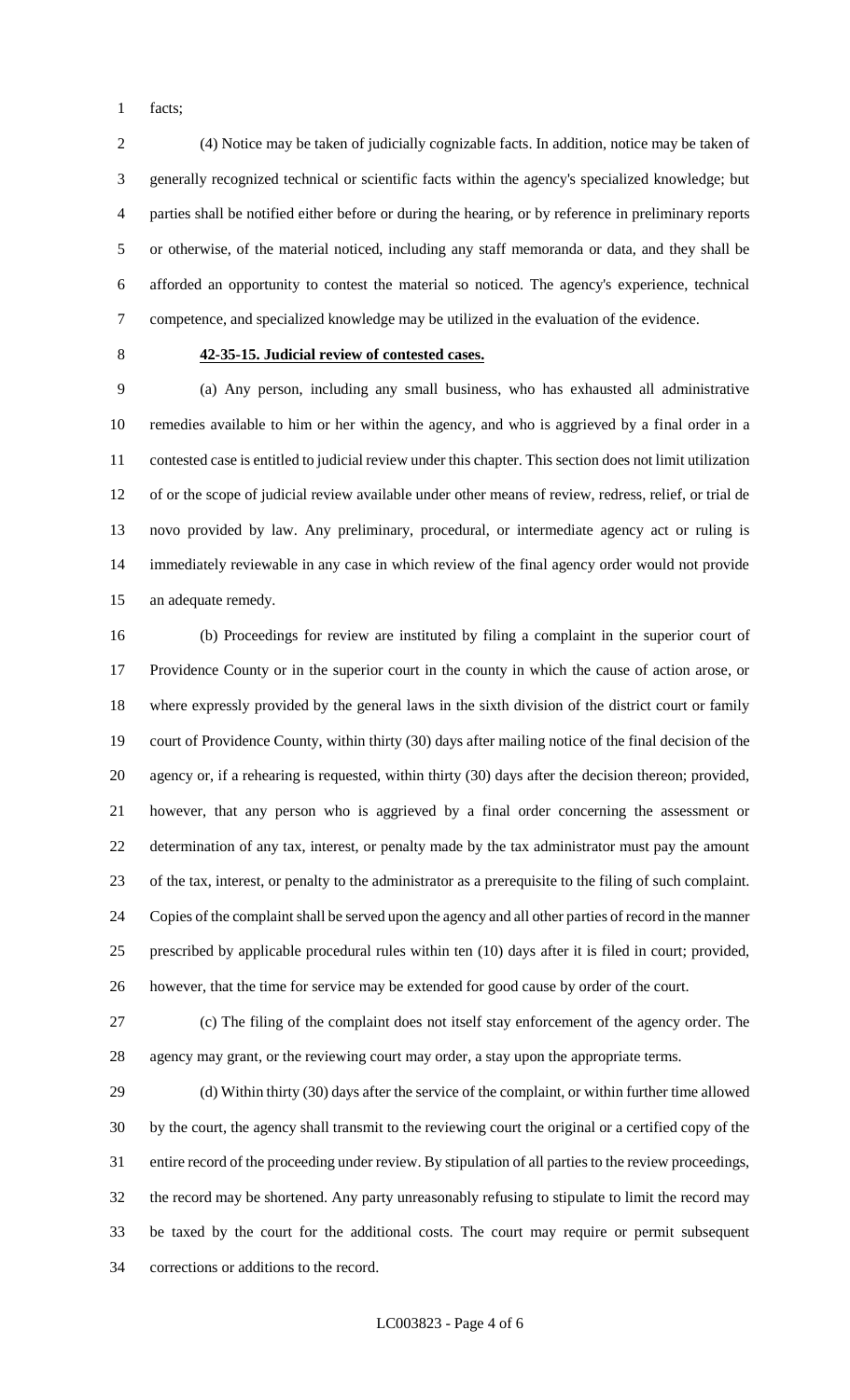facts;

(4) Notice may be taken of judicially cognizable facts. In addition, notice may be taken of generally recognized technical or scientific facts within the agency's specialized knowledge; but parties shall be notified either before or during the hearing, or by reference in preliminary reports or otherwise, of the material noticed, including any staff memoranda or data, and they shall be afforded an opportunity to contest the material so noticed. The agency's experience, technical competence, and specialized knowledge may be utilized in the evaluation of the evidence.

**42-35-15. Judicial review of contested cases.**

(a) Any person, including any small business, who has exhausted all administrative remedies available to him or her within the agency, and who is aggrieved by a final order in a contested case is entitled to judicial review under this chapter. This section does not limit utilization of or the scope of judicial review available under other means of review, redress, relief, or trial de novo provided by law. Any preliminary, procedural, or intermediate agency act or ruling is immediately reviewable in any case in which review of the final agency order would not provide an adequate remedy.

(b) Proceedings for review are instituted by filing a complaint in the superior court of Providence County or in the superior court in the county in which the cause of action arose, or where expressly provided by the general laws in the sixth division of the district court or family court of Providence County, within thirty (30) days after mailing notice of the final decision of the agency or, if a rehearing is requested, within thirty (30) days after the decision thereon; provided, however, that any person who is aggrieved by a final order concerning the assessment or determination of any tax, interest, or penalty made by the tax administrator must pay the amount of the tax, interest, or penalty to the administrator as a prerequisite to the filing of such complaint. Copies of the complaint shall be served upon the agency and all other parties of record in the manner prescribed by applicable procedural rules within ten (10) days after it is filed in court; provided, however, that the time for service may be extended for good cause by order of the court.

(c) The filing of the complaint does not itself stay enforcement of the agency order. The agency may grant, or the reviewing court may order, a stay upon the appropriate terms.

(d) Within thirty (30) days after the service of the complaint, or within further time allowed by the court, the agency shall transmit to the reviewing court the original or a certified copy of the entire record of the proceeding under review. By stipulation of all parties to the review proceedings, the record may be shortened. Any party unreasonably refusing to stipulate to limit the record may be taxed by the court for the additional costs. The court may require or permit subsequent corrections or additions to the record.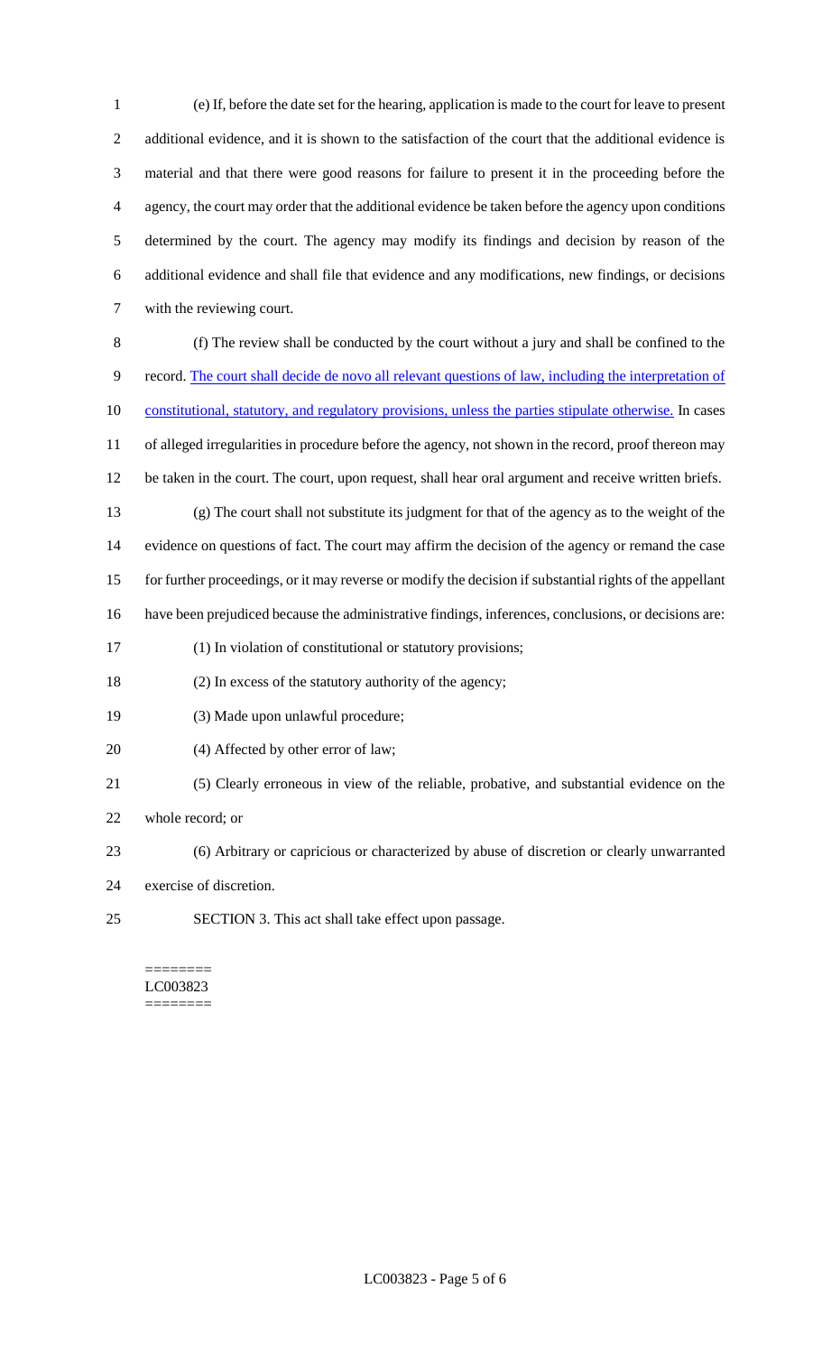(e) If, before the date set for the hearing, application is made to the court for leave to present additional evidence, and it is shown to the satisfaction of the court that the additional evidence is material and that there were good reasons for failure to present it in the proceeding before the agency, the court may order that the additional evidence be taken before the agency upon conditions determined by the court. The agency may modify its findings and decision by reason of the additional evidence and shall file that evidence and any modifications, new findings, or decisions with the reviewing court.

(f) The review shall be conducted by the court without a jury and shall be confined to the record. The court shall decide de novo all relevant questions of law, including the interpretation of constitutional, statutory, and regulatory provisions, unless the parties stipulate otherwise. In cases of alleged irregularities in procedure before the agency, not shown in the record, proof thereon may be taken in the court. The court, upon request, shall hear oral argument and receive written briefs.

(g) The court shall not substitute its judgment for that of the agency as to the weight of the evidence on questions of fact. The court may affirm the decision of the agency or remand the case for further proceedings, or it may reverse or modify the decision if substantial rights of the appellant have been prejudiced because the administrative findings, inferences, conclusions, or decisions are:

(1) In violation of constitutional or statutory provisions;

(2) In excess of the statutory authority of the agency;

(3) Made upon unlawful procedure;

(4) Affected by other error of law;

(5) Clearly erroneous in view of the reliable, probative, and substantial evidence on the whole record; or

(6) Arbitrary or capricious or characterized by abuse of discretion or clearly unwarranted exercise of discretion.

SECTION 3. This act shall take effect upon passage.

========
LC003823
========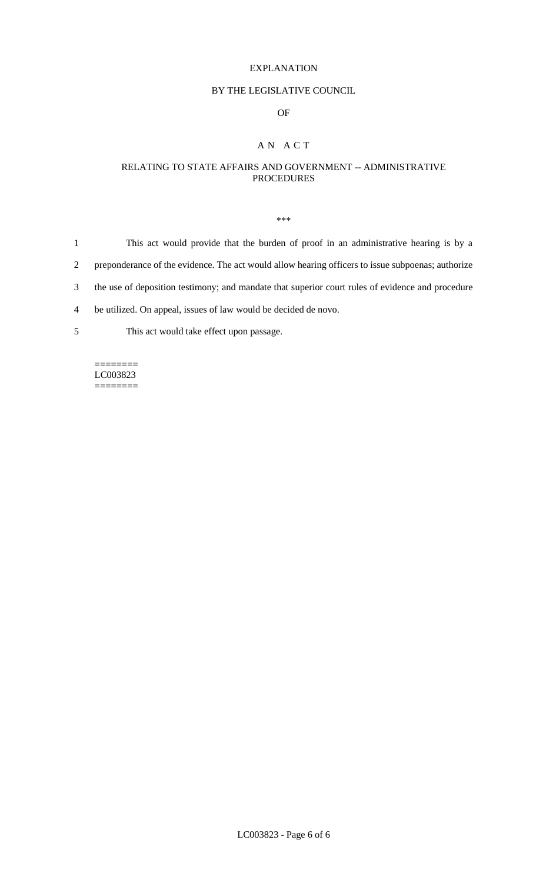EXPLANATION

BY THE LEGISLATIVE COUNCIL

OF

# A N A C T

RELATING TO STATE AFFAIRS AND GOVERNMENT -- ADMINISTRATIVE PROCEDURES

\*\*\*

1 This act would provide that the burden of proof in an administrative hearing is by a
2 preponderance of the evidence. The act would allow hearing officers to issue subpoenas; authorize
3 the use of deposition testimony; and mandate that superior court rules of evidence and procedure
4 be utilized. On appeal, issues of law would be decided de novo.
5 This act would take effect upon passage.

========
LC003823
========